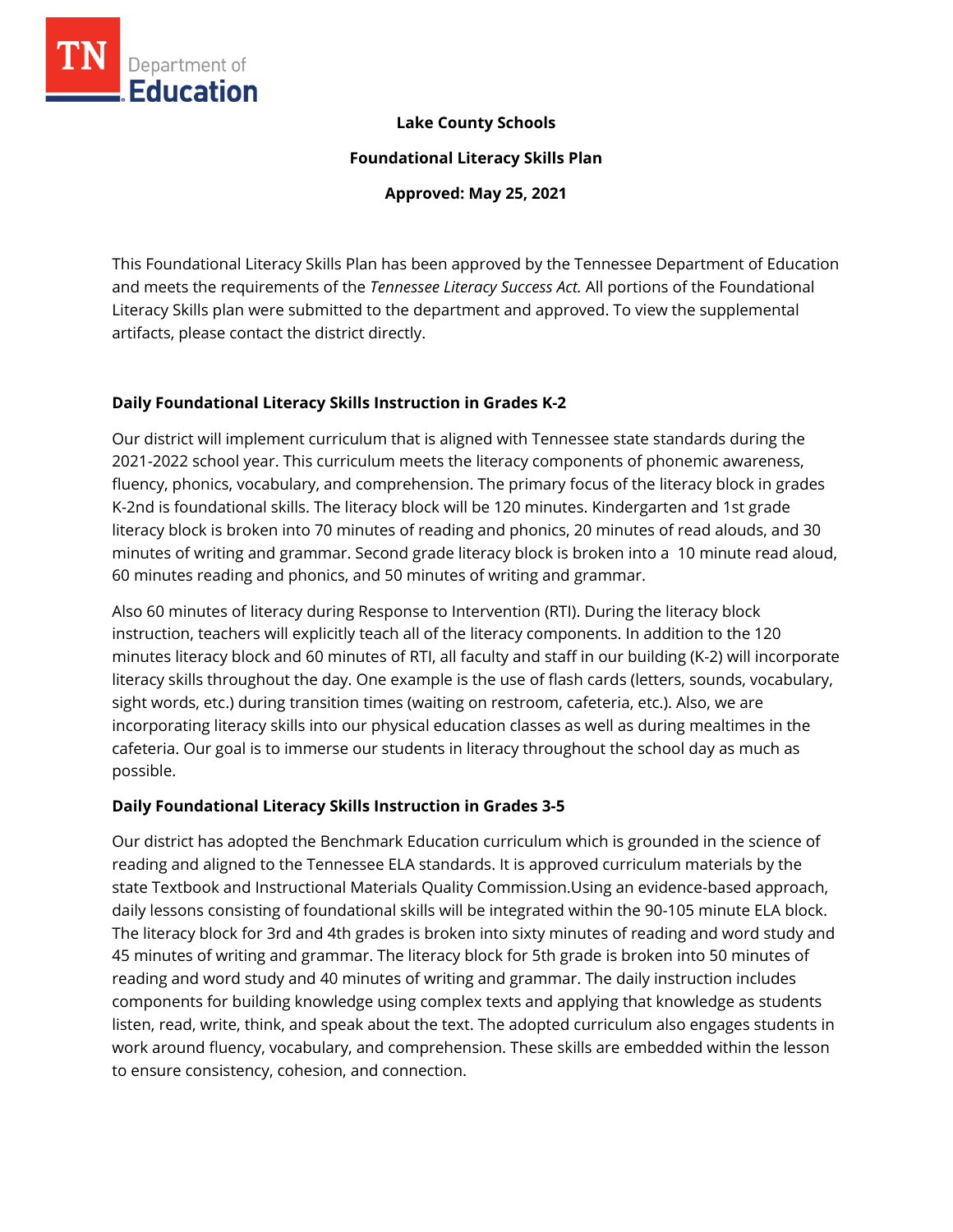**Lake County Schools**

**Foundational Literacy Skills Plan**

**Approved: May 25, 2021**

This Foundational Literacy Skills Plan has been approved by the Tennessee Department of Education and meets the requirements of the *Tennessee Literacy Success Act.* All portions of the Foundational Literacy Skills plan were submitted to the department and approved. To view the supplemental artifacts, please contact the district directly.

## Daily Foundational Literacy Skills Instruction in Grades K-2

Our district will implement curriculum that is aligned with Tennessee state standards during the 2021-2022 school year. This curriculum meets the literacy components of phonemic awareness, fluency, phonics, vocabulary, and comprehension. The primary focus of the literacy block in grades K-2nd is foundational skills. The literacy block will be 120 minutes. Kindergarten and 1st grade literacy block is broken into 70 minutes of reading and phonics, 20 minutes of read alouds, and 30 minutes of writing and grammar. Second grade literacy block is broken into a 10 minute read aloud, 60 minutes reading and phonics, and 50 minutes of writing and grammar.

Also 60 minutes of literacy during Response to Intervention (RTI). During the literacy block instruction, teachers will explicitly teach all of the literacy components. In addition to the 120 minutes literacy block and 60 minutes of RTI, all faculty and staff in our building (K-2) will incorporate literacy skills throughout the day. One example is the use of flash cards (letters, sounds, vocabulary, sight words, etc.) during transition times (waiting on restroom, cafeteria, etc.). Also, we are incorporating literacy skills into our physical education classes as well as during mealtimes in the cafeteria. Our goal is to immerse our students in literacy throughout the school day as much as possible.

## Daily Foundational Literacy Skills Instruction in Grades 3-5

Our district has adopted the Benchmark Education curriculum which is grounded in the science of reading and aligned to the Tennessee ELA standards. It is approved curriculum materials by the state Textbook and Instructional Materials Quality Commission.Using an evidence-based approach, daily lessons consisting of foundational skills will be integrated within the 90-105 minute ELA block. The literacy block for 3rd and 4th grades is broken into sixty minutes of reading and word study and 45 minutes of writing and grammar. The literacy block for 5th grade is broken into 50 minutes of reading and word study and 40 minutes of writing and grammar. The daily instruction includes components for building knowledge using complex texts and applying that knowledge as students listen, read, write, think, and speak about the text. The adopted curriculum also engages students in work around fluency, vocabulary, and comprehension. These skills are embedded within the lesson to ensure consistency, cohesion, and connection.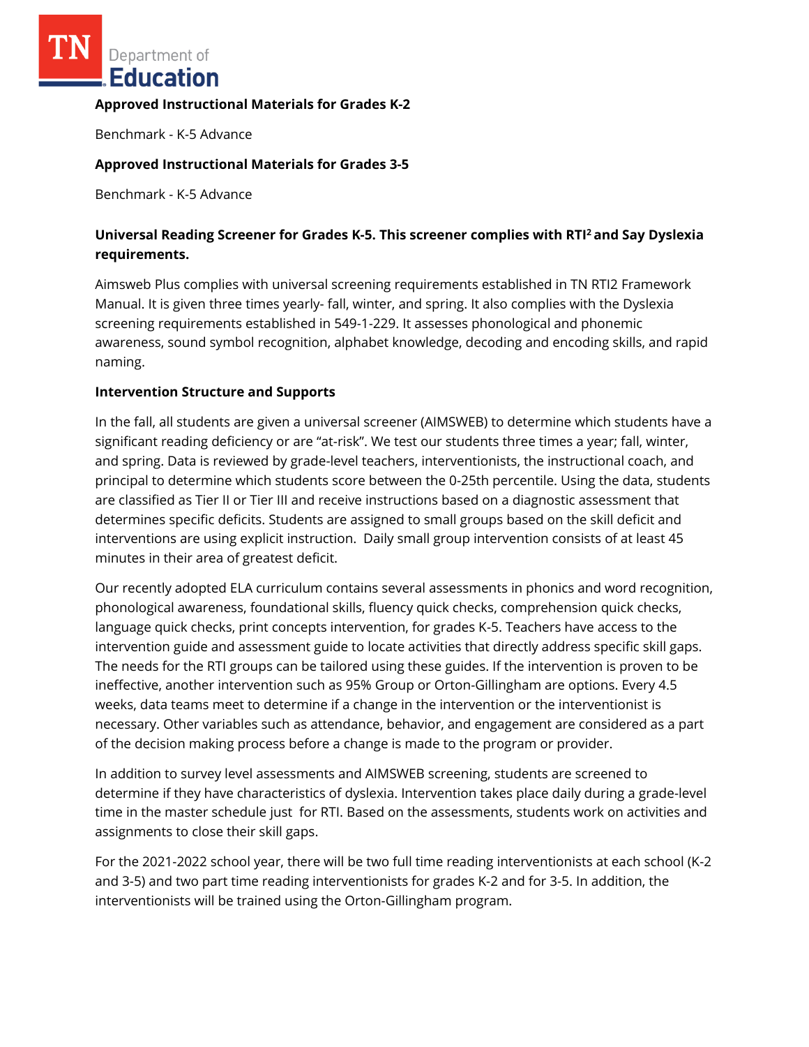**Approved Instructional Materials for Grades K-2**

Benchmark - K-5 Advance

**Approved Instructional Materials for Grades 3-5**

Benchmark - K-5 Advance

**Universal Reading Screener for Grades K-5. This screener complies with RTI[2] and Say Dyslexia requirements.**

Aimsweb Plus complies with universal screening requirements established in TN RTI2 Framework Manual. It is given three times yearly- fall, winter, and spring. It also complies with the Dyslexia screening requirements established in 549-1-229. It assesses phonological and phonemic awareness, sound symbol recognition, alphabet knowledge, decoding and encoding skills, and rapid naming.

**Intervention Structure and Supports**

In the fall, all students are given a universal screener (AIMSWEB) to determine which students have a significant reading deficiency or are "at-risk". We test our students three times a year; fall, winter, and spring. Data is reviewed by grade-level teachers, interventionists, the instructional coach, and principal to determine which students score between the 0-25th percentile. Using the data, students are classified as Tier II or Tier III and receive instructions based on a diagnostic assessment that determines specific deficits. Students are assigned to small groups based on the skill deficit and interventions are using explicit instruction. Daily small group intervention consists of at least 45 minutes in their area of greatest deficit.

Our recently adopted ELA curriculum contains several assessments in phonics and word recognition, phonological awareness, foundational skills, fluency quick checks, comprehension quick checks, language quick checks, print concepts intervention, for grades K-5. Teachers have access to the intervention guide and assessment guide to locate activities that directly address specific skill gaps. The needs for the RTI groups can be tailored using these guides. If the intervention is proven to be ineffective, another intervention such as 95% Group or Orton-Gillingham are options. Every 4.5 weeks, data teams meet to determine if a change in the intervention or the interventionist is necessary. Other variables such as attendance, behavior, and engagement are considered as a part of the decision making process before a change is made to the program or provider.

In addition to survey level assessments and AIMSWEB screening, students are screened to determine if they have characteristics of dyslexia. Intervention takes place daily during a grade-level time in the master schedule just for RTI. Based on the assessments, students work on activities and assignments to close their skill gaps.

For the 2021-2022 school year, there will be two full time reading interventionists at each school (K-2 and 3-5) and two part time reading interventionists for grades K-2 and for 3-5. In addition, the interventionists will be trained using the Orton-Gillingham program.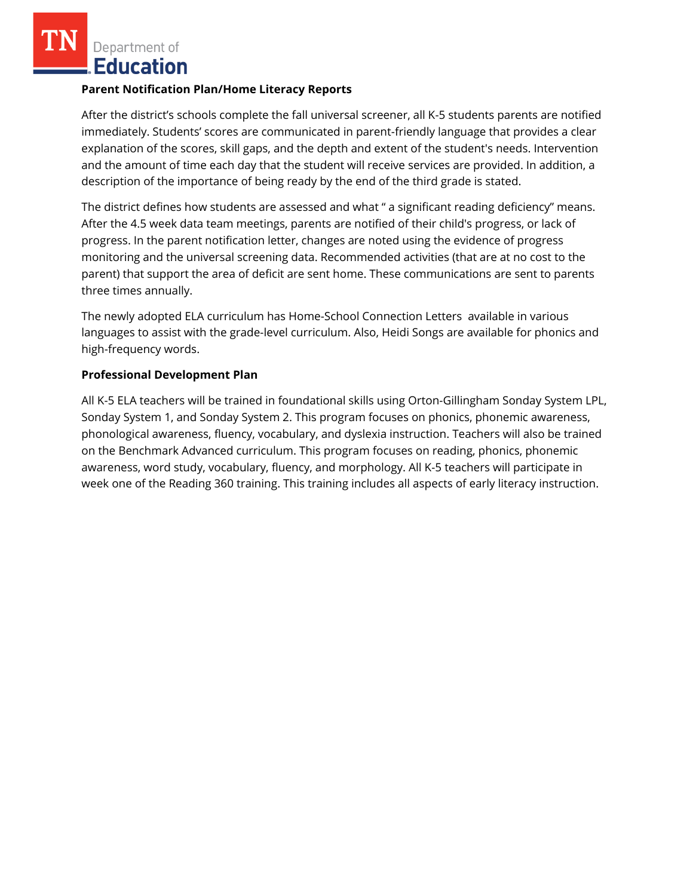**Parent Notification Plan/Home Literacy Reports**

After the district's schools complete the fall universal screener, all K-5 students parents are notified immediately. Students' scores are communicated in parent-friendly language that provides a clear explanation of the scores, skill gaps, and the depth and extent of the student's needs. Intervention and the amount of time each day that the student will receive services are provided. In addition, a description of the importance of being ready by the end of the third grade is stated.

The district defines how students are assessed and what " a significant reading deficiency" means. After the 4.5 week data team meetings, parents are notified of their child's progress, or lack of progress. In the parent notification letter, changes are noted using the evidence of progress monitoring and the universal screening data. Recommended activities (that are at no cost to the parent) that support the area of deficit are sent home. These communications are sent to parents three times annually.

The newly adopted ELA curriculum has Home-School Connection Letters available in various languages to assist with the grade-level curriculum. Also, Heidi Songs are available for phonics and high-frequency words.

**Professional Development Plan**

All K-5 ELA teachers will be trained in foundational skills using Orton-Gillingham Sonday System LPL, Sonday System 1, and Sonday System 2. This program focuses on phonics, phonemic awareness, phonological awareness, fluency, vocabulary, and dyslexia instruction. Teachers will also be trained on the Benchmark Advanced curriculum. This program focuses on reading, phonics, phonemic awareness, word study, vocabulary, fluency, and morphology. All K-5 teachers will participate in week one of the Reading 360 training. This training includes all aspects of early literacy instruction.